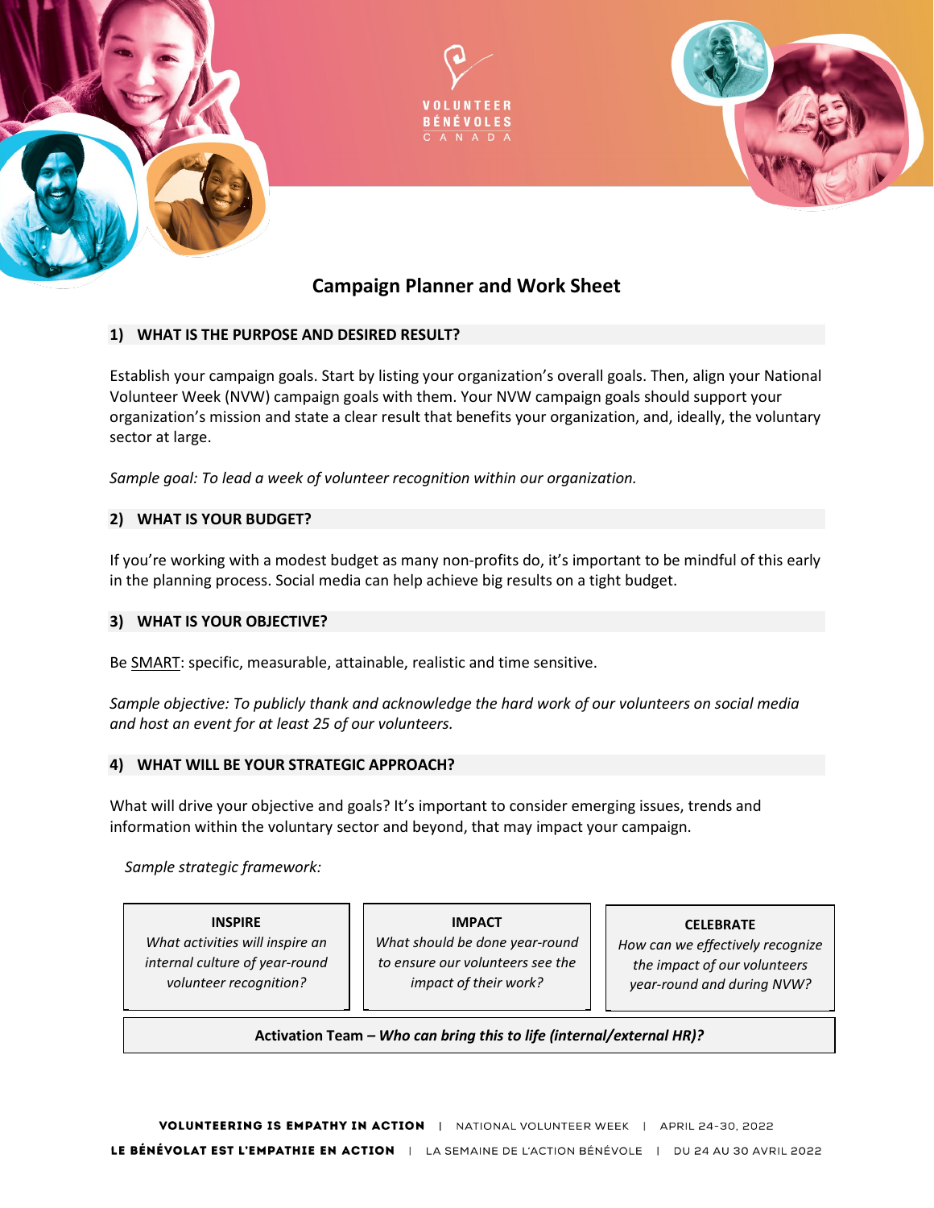VOLUNTEER
BÉNÉVOLES
CANADA

# Campaign Planner and Work Sheet

## 1) WHAT IS THE PURPOSE AND DESIRED RESULT?

Establish your campaign goals. Start by listing your organization's overall goals. Then, align your National Volunteer Week (NVW) campaign goals with them. Your NVW campaign goals should support your organization's mission and state a clear result that benefits your organization, and, ideally, the voluntary sector at large.

*Sample goal: To lead a week of volunteer recognition within our organization.*

## 2) WHAT IS YOUR BUDGET?

If you're working with a modest budget as many non-profits do, it's important to be mindful of this early in the planning process. Social media can help achieve big results on a tight budget.

## 3) WHAT IS YOUR OBJECTIVE?

Be SMART: specific, measurable, attainable, realistic and time sensitive.

*Sample objective: To publicly thank and acknowledge the hard work of our volunteers on social media and host an event for at least 25 of our volunteers.*

## 4) WHAT WILL BE YOUR STRATEGIC APPROACH?

What will drive your objective and goals? It's important to consider emerging issues, trends and information within the voluntary sector and beyond, that may impact your campaign.

*Sample strategic framework:*

| INSPIRE | IMPACT | CELEBRATE |
|---|---|---|
| *What activities will inspire an internal culture of year-round volunteer recognition?* | *What should be done year-round to ensure our volunteers see the impact of their work?* | *How can we effectively recognize the impact of our volunteers year-round and during NVW?* |
| **Activation Team – *Who can bring this to life (internal/external HR)?*** | | |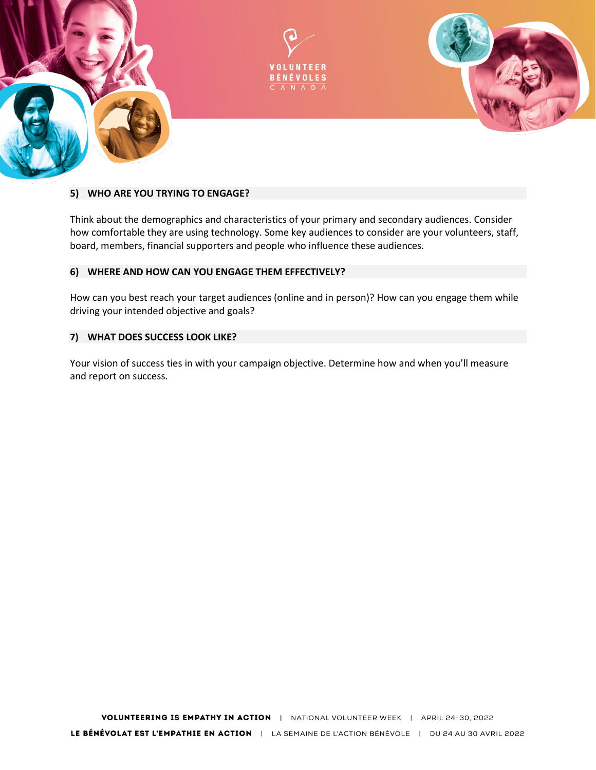## 5) WHO ARE YOU TRYING TO ENGAGE?

Think about the demographics and characteristics of your primary and secondary audiences. Consider how comfortable they are using technology. Some key audiences to consider are your volunteers, staff, board, members, financial supporters and people who influence these audiences.

## 6) WHERE AND HOW CAN YOU ENGAGE THEM EFFECTIVELY?

How can you best reach your target audiences (online and in person)? How can you engage them while driving your intended objective and goals?

## 7) WHAT DOES SUCCESS LOOK LIKE?

Your vision of success ties in with your campaign objective. Determine how and when you'll measure and report on success.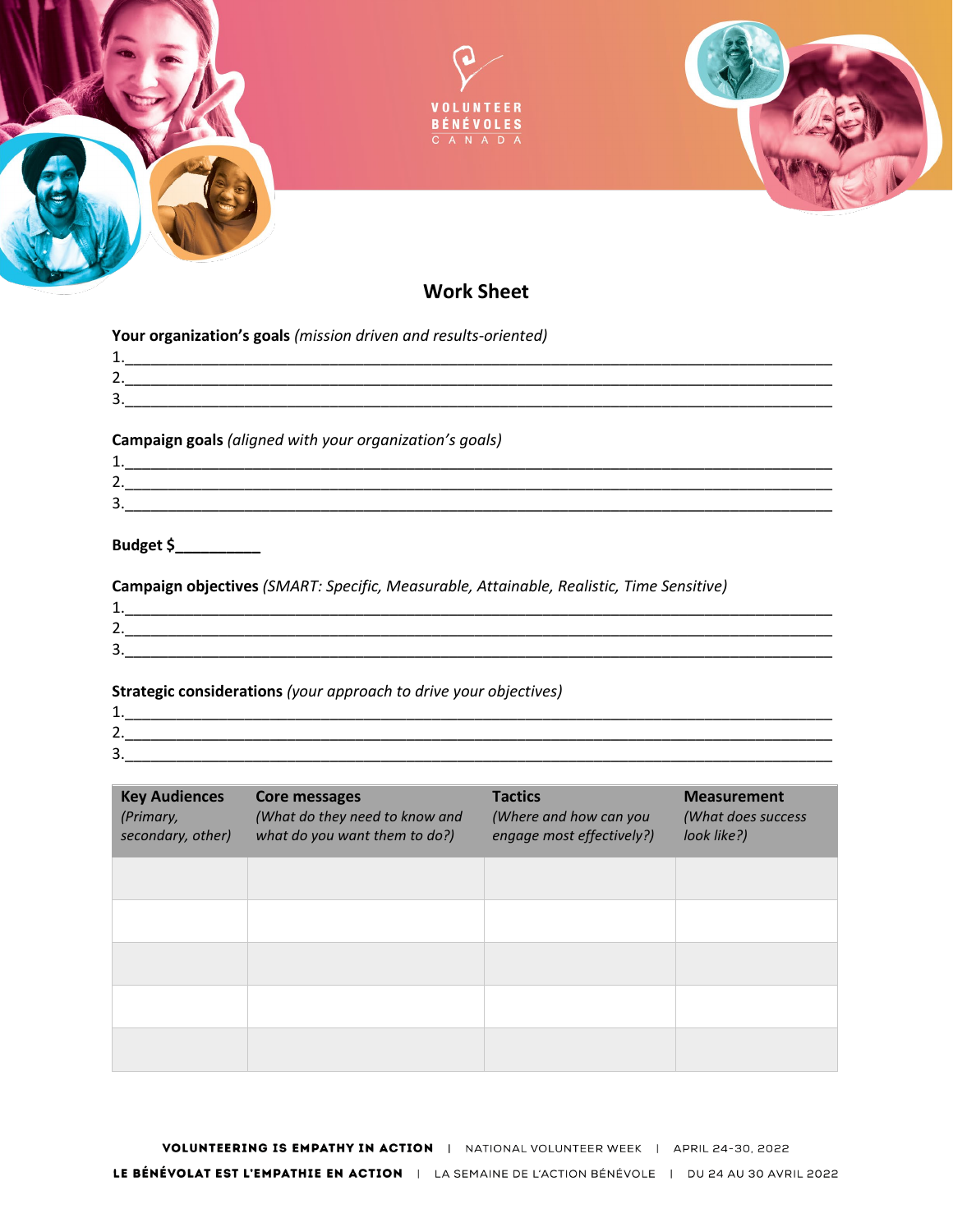## Work Sheet

**Your organization's goals** *(mission driven and results-oriented)*

1.______________________________________________________________________________
2.______________________________________________________________________________
3.______________________________________________________________________________

**Campaign goals** *(aligned with your organization's goals)*

1.______________________________________________________________________________
2.______________________________________________________________________________
3.______________________________________________________________________________

**Budget $__________**

**Campaign objectives** *(SMART: Specific, Measurable, Attainable, Realistic, Time Sensitive)*

1.______________________________________________________________________________
2.______________________________________________________________________________
3.______________________________________________________________________________

**Strategic considerations** *(your approach to drive your objectives)*

1.______________________________________________________________________________
2.______________________________________________________________________________
3.______________________________________________________________________________

| **Key Audiences** *(Primary, secondary, other)* | **Core messages** *(What do they need to know and what do you want them to do?)* | **Tactics** *(Where and how can you engage most effectively?)* | **Measurement** *(What does success look like?)* |
|---|---|---|---|
| | | | |
| | | | |
| | | | |
| | | | |
| | | | |